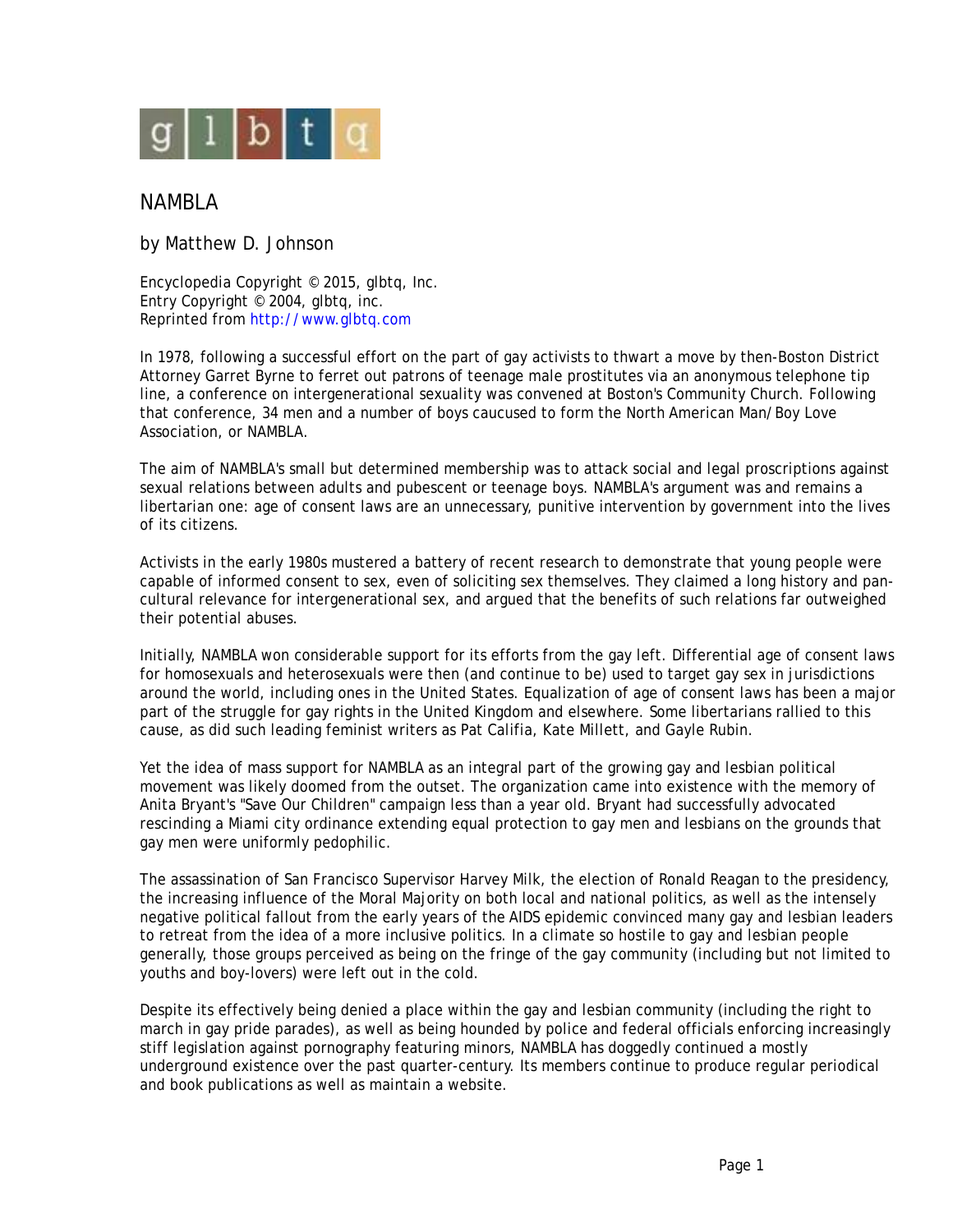glbtq

# NAMBLA

by Matthew D. Johnson

Encyclopedia Copyright © 2015, glbtq, Inc.
Entry Copyright © 2004, glbtq, inc.
Reprinted from http://www.glbtq.com

In 1978, following a successful effort on the part of gay activists to thwart a move by then-Boston District Attorney Garret Byrne to ferret out patrons of teenage male prostitutes via an anonymous telephone tip line, a conference on intergenerational sexuality was convened at Boston's Community Church. Following that conference, 34 men and a number of boys caucused to form the North American Man/Boy Love Association, or NAMBLA.

The aim of NAMBLA's small but determined membership was to attack social and legal proscriptions against sexual relations between adults and pubescent or teenage boys. NAMBLA's argument was and remains a libertarian one: age of consent laws are an unnecessary, punitive intervention by government into the lives of its citizens.

Activists in the early 1980s mustered a battery of recent research to demonstrate that young people were capable of informed consent to sex, even of soliciting sex themselves. They claimed a long history and pan-cultural relevance for intergenerational sex, and argued that the benefits of such relations far outweighed their potential abuses.

Initially, NAMBLA won considerable support for its efforts from the gay left. Differential age of consent laws for homosexuals and heterosexuals were then (and continue to be) used to target gay sex in jurisdictions around the world, including ones in the United States. Equalization of age of consent laws has been a major part of the struggle for gay rights in the United Kingdom and elsewhere. Some libertarians rallied to this cause, as did such leading feminist writers as Pat Califia, Kate Millett, and Gayle Rubin.

Yet the idea of mass support for NAMBLA as an integral part of the growing gay and lesbian political movement was likely doomed from the outset. The organization came into existence with the memory of Anita Bryant's "Save Our Children" campaign less than a year old. Bryant had successfully advocated rescinding a Miami city ordinance extending equal protection to gay men and lesbians on the grounds that gay men were uniformly pedophilic.

The assassination of San Francisco Supervisor Harvey Milk, the election of Ronald Reagan to the presidency, the increasing influence of the Moral Majority on both local and national politics, as well as the intensely negative political fallout from the early years of the AIDS epidemic convinced many gay and lesbian leaders to retreat from the idea of a more inclusive politics. In a climate so hostile to gay and lesbian people generally, those groups perceived as being on the fringe of the gay community (including but not limited to youths and boy-lovers) were left out in the cold.

Despite its effectively being denied a place within the gay and lesbian community (including the right to march in gay pride parades), as well as being hounded by police and federal officials enforcing increasingly stiff legislation against pornography featuring minors, NAMBLA has doggedly continued a mostly underground existence over the past quarter-century. Its members continue to produce regular periodical and book publications as well as maintain a website.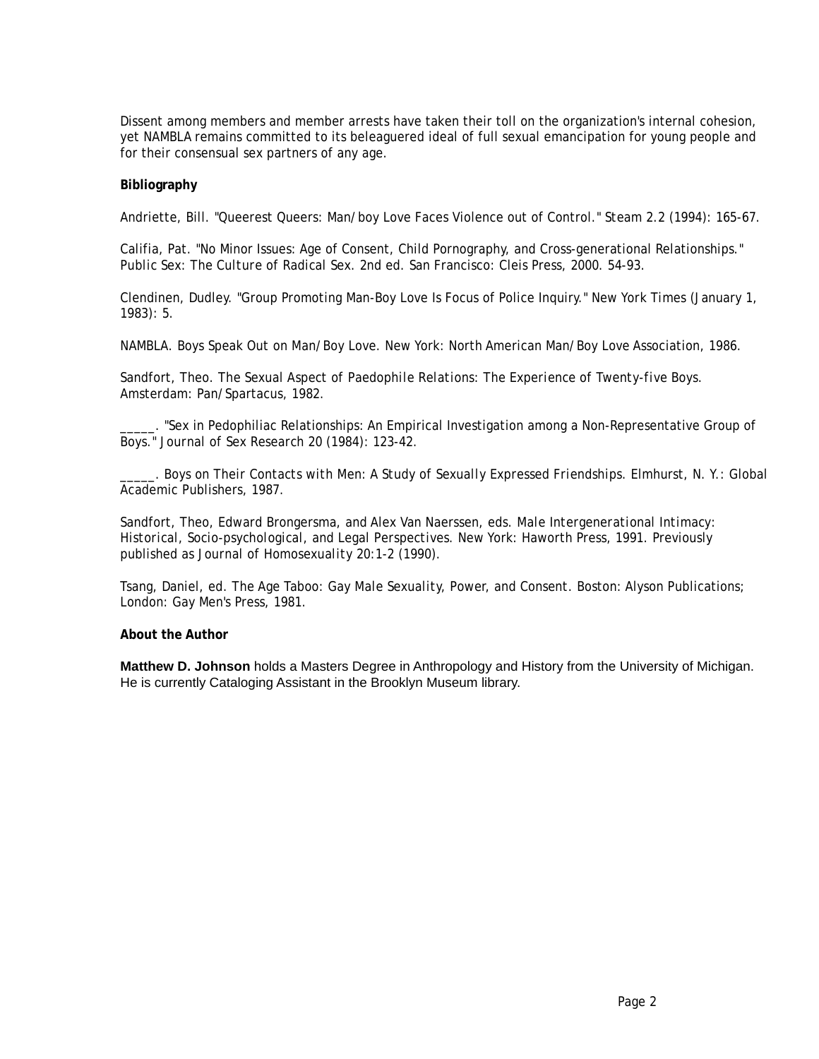Dissent among members and member arrests have taken their toll on the organization's internal cohesion, yet NAMBLA remains committed to its beleaguered ideal of full sexual emancipation for young people and for their consensual sex partners of any age.

**Bibliography**

Andriette, Bill. "Queerest Queers: Man/boy Love Faces Violence out of Control." *Steam* 2.2 (1994): 165-67.

Califia, Pat. "No Minor Issues: Age of Consent, Child Pornography, and Cross-generational Relationships." *Public Sex: The Culture of Radical Sex.* 2nd ed. San Francisco: Cleis Press, 2000. 54-93.

Clendinen, Dudley. "Group Promoting Man-Boy Love Is Focus of Police Inquiry." *New York Times* (January 1, 1983): 5.

NAMBLA. *Boys Speak Out on Man/Boy Love.* New York: North American Man/Boy Love Association, 1986.

Sandfort, Theo. *The Sexual Aspect of Paedophile Relations: The Experience of Twenty-five Boys.* Amsterdam: Pan/Spartacus, 1982.

_____. "Sex in Pedophiliac Relationships: An Empirical Investigation among a Non-Representative Group of Boys." *Journal of Sex Research* 20 (1984): 123-42.

_____. *Boys on Their Contacts with Men: A Study of Sexually Expressed Friendships.* Elmhurst, N. Y.: Global Academic Publishers, 1987.

Sandfort, Theo, Edward Brongersma, and Alex Van Naerssen, eds. *Male Intergenerational Intimacy: Historical, Socio-psychological, and Legal Perspectives.* New York: Haworth Press, 1991. Previously published as *Journal of Homosexuality* 20:1-2 (1990).

Tsang, Daniel, ed. *The Age Taboo: Gay Male Sexuality, Power, and Consent.* Boston: Alyson Publications; London: Gay Men's Press, 1981.

**About the Author**

**Matthew D. Johnson** holds a Masters Degree in Anthropology and History from the University of Michigan. He is currently Cataloging Assistant in the Brooklyn Museum library.